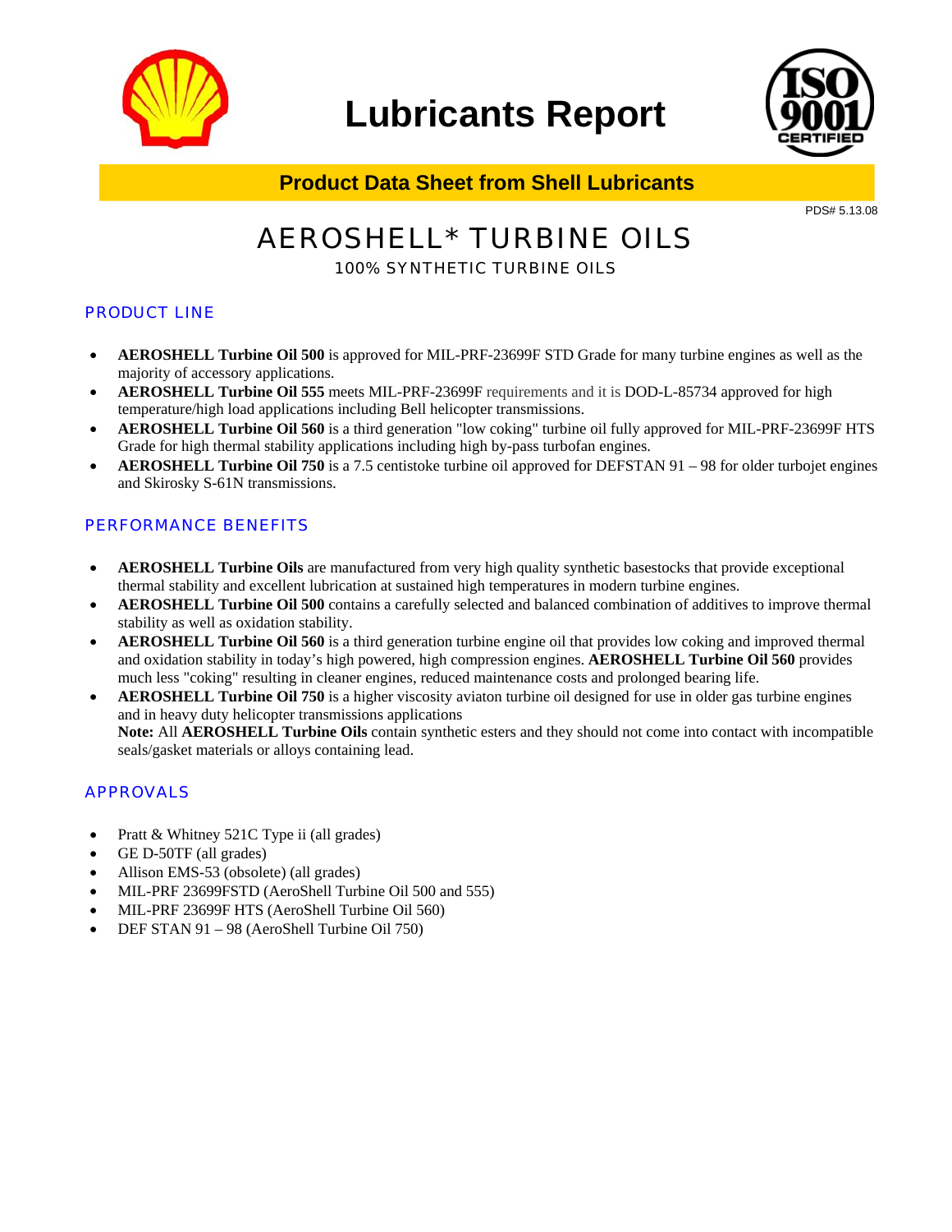# Lubricants Report

**Product Data Sheet from Shell Lubricants**

PDS# 5.13.08

# AEROSHELL* TURBINE OILS

100% SYNTHETIC TURBINE OILS

## PRODUCT LINE

- **AEROSHELL Turbine Oil 500** is approved for MIL-PRF-23699F STD Grade for many turbine engines as well as the majority of accessory applications.
- **AEROSHELL Turbine Oil 555** meets MIL-PRF-23699F requirements and it is DOD-L-85734 approved for high temperature/high load applications including Bell helicopter transmissions.
- **AEROSHELL Turbine Oil 560** is a third generation "low coking" turbine oil fully approved for MIL-PRF-23699F HTS Grade for high thermal stability applications including high by-pass turbofan engines.
- **AEROSHELL Turbine Oil 750** is a 7.5 centistoke turbine oil approved for DEFSTAN 91 – 98 for older turbojet engines and Skirosky S-61N transmissions.

## PERFORMANCE BENEFITS

- **AEROSHELL Turbine Oils** are manufactured from very high quality synthetic basestocks that provide exceptional thermal stability and excellent lubrication at sustained high temperatures in modern turbine engines.
- **AEROSHELL Turbine Oil 500** contains a carefully selected and balanced combination of additives to improve thermal stability as well as oxidation stability.
- **AEROSHELL Turbine Oil 560** is a third generation turbine engine oil that provides low coking and improved thermal and oxidation stability in today's high powered, high compression engines. **AEROSHELL Turbine Oil 560** provides much less "coking" resulting in cleaner engines, reduced maintenance costs and prolonged bearing life.
- **AEROSHELL Turbine Oil 750** is a higher viscosity aviaton turbine oil designed for use in older gas turbine engines and in heavy duty helicopter transmissions applications
  **Note:** All **AEROSHELL Turbine Oils** contain synthetic esters and they should not come into contact with incompatible seals/gasket materials or alloys containing lead.

## APPROVALS

- Pratt & Whitney 521C Type ii (all grades)
- GE D-50TF (all grades)
- Allison EMS-53 (obsolete) (all grades)
- MIL-PRF 23699FSTD (AeroShell Turbine Oil 500 and 555)
- MIL-PRF 23699F HTS (AeroShell Turbine Oil 560)
- DEF STAN 91 – 98 (AeroShell Turbine Oil 750)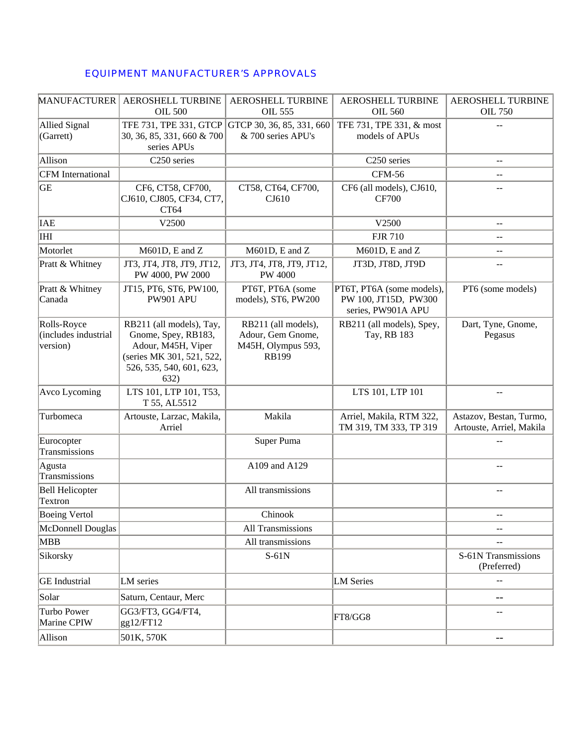## EQUIPMENT MANUFACTURER'S APPROVALS

| MANUFACTURER | AEROSHELL TURBINE OIL 500 | AEROSHELL TURBINE OIL 555 | AEROSHELL TURBINE OIL 560 | AEROSHELL TURBINE OIL 750 |
|---|---|---|---|---|
| Allied Signal (Garrett) | TFE 731, TPE 331, GTCP 30, 36, 85, 331, 660 & 700 series APUs | GTCP 30, 36, 85, 331, 660 & 700 series APU's | TFE 731, TPE 331, & most models of APUs | -- |
| Allison | C250 series | | C250 series | -- |
| CFM International | | | CFM-56 | -- |
| GE | CF6, CT58, CF700, CJ610, CJ805, CF34, CT7, CT64 | CT58, CT64, CF700, CJ610 | CF6 (all models), CJ610, CF700 | -- |
| IAE | V2500 | | V2500 | -- |
| IHI | | | FJR 710 | -- |
| Motorlet | M601D, E and Z | M601D, E and Z | M601D, E and Z | -- |
| Pratt & Whitney | JT3, JT4, JT8, JT9, JT12, PW 4000, PW 2000 | JT3, JT4, JT8, JT9, JT12, PW 4000 | JT3D, JT8D, JT9D | -- |
| Pratt & Whitney Canada | JT15, PT6, ST6, PW100, PW901 APU | PT6T, PT6A (some models), ST6, PW200 | PT6T, PT6A (some models), PW 100, JT15D, PW300 series, PW901A APU | PT6 (some models) |
| Rolls-Royce (includes industrial version) | RB211 (all models), Tay, Gnome, Spey, RB183, Adour, M45H, Viper (series MK 301, 521, 522, 526, 535, 540, 601, 623, 632) | RB211 (all models), Adour, Gem Gnome, M45H, Olympus 593, RB199 | RB211 (all models), Spey, Tay, RB 183 | Dart, Tyne, Gnome, Pegasus |
| Avco Lycoming | LTS 101, LTP 101, T53, T 55, AL5512 | | LTS 101, LTP 101 | -- |
| Turbomeca | Artouste, Larzac, Makila, Arriel | Makila | Arriel, Makila, RTM 322, TM 319, TM 333, TP 319 | Astazov, Bestan, Turmo, Artouste, Arriel, Makila |
| Eurocopter Transmissions | | Super Puma | | -- |
| Agusta Transmissions | | A109 and A129 | | -- |
| Bell Helicopter Textron | | All transmissions | | -- |
| Boeing Vertol | | Chinook | | -- |
| McDonnell Douglas | | All Transmissions | | -- |
| MBB | | All transmissions | | -- |
| Sikorsky | | S-61N | | S-61N Transmissions (Preferred) |
| GE Industrial | LM series | | LM Series | -- |
| Solar | Saturn, Centaur, Merc | | | -- |
| Turbo Power Marine CPIW | GG3/FT3, GG4/FT4, gg12/FT12 | | FT8/GG8 | -- |
| Allison | 501K, 570K | | | -- |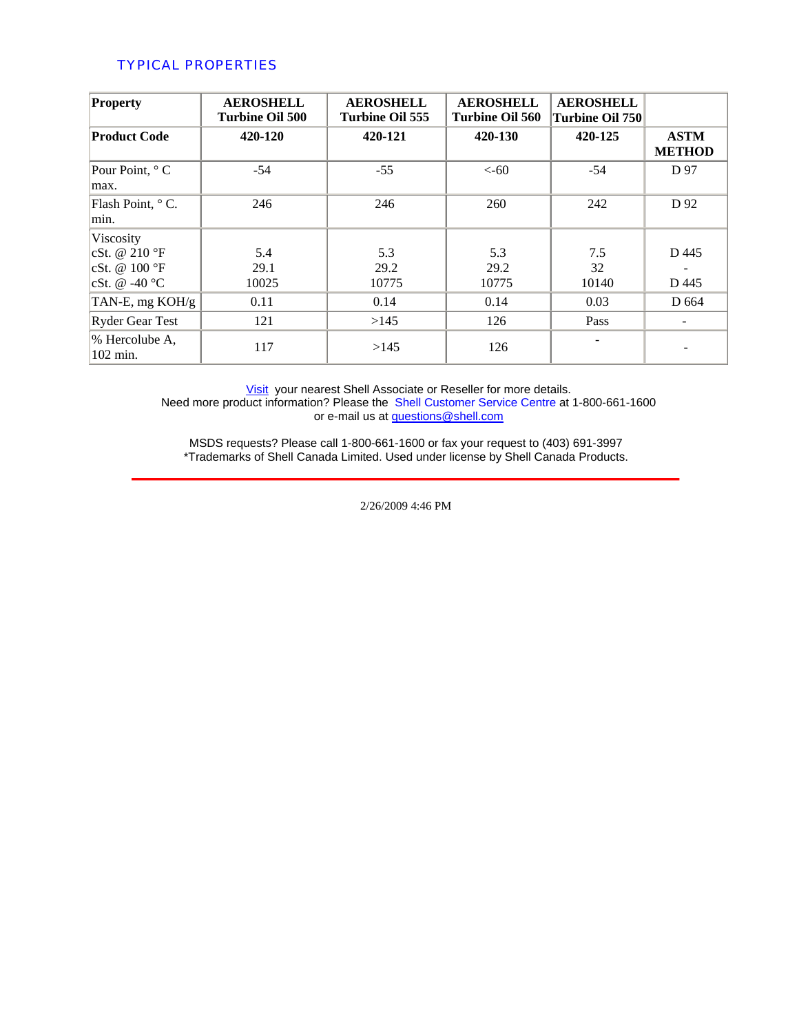## TYPICAL PROPERTIES

| Property | AEROSHELL Turbine Oil 500 | AEROSHELL Turbine Oil 555 | AEROSHELL Turbine Oil 560 | AEROSHELL Turbine Oil 750 | |
|---|---|---|---|---|---|
| **Product Code** | **420-120** | **420-121** | **420-130** | **420-125** | **ASTM METHOD** |
| Pour Point, ° C max. | -54 | -55 | <-60 | -54 | D 97 |
| Flash Point, ° C. min. | 246 | 246 | 260 | 242 | D 92 |
| Viscosity<br>cSt. @ 210 °F<br>cSt. @ 100 °F<br>cSt. @ -40 °C | <br>5.4<br>29.1<br>10025 | <br>5.3<br>29.2<br>10775 | <br>5.3<br>29.2<br>10775 | <br>7.5<br>32<br>10140 | <br>D 445<br>-<br>D 445 |
| TAN-E, mg KOH/g | 0.11 | 0.14 | 0.14 | 0.03 | D 664 |
| Ryder Gear Test | 121 | >145 | 126 | Pass | - |
| % Hercolube A, 102 min. | 117 | >145 | 126 | - | - |

Visit your nearest Shell Associate or Reseller for more details.
Need more product information? Please the Shell Customer Service Centre at 1-800-661-1600 or e-mail us at questions@shell.com

MSDS requests? Please call 1-800-661-1600 or fax your request to (403) 691-3997
*Trademarks of Shell Canada Limited. Used under license by Shell Canada Products.

2/26/2009 4:46 PM